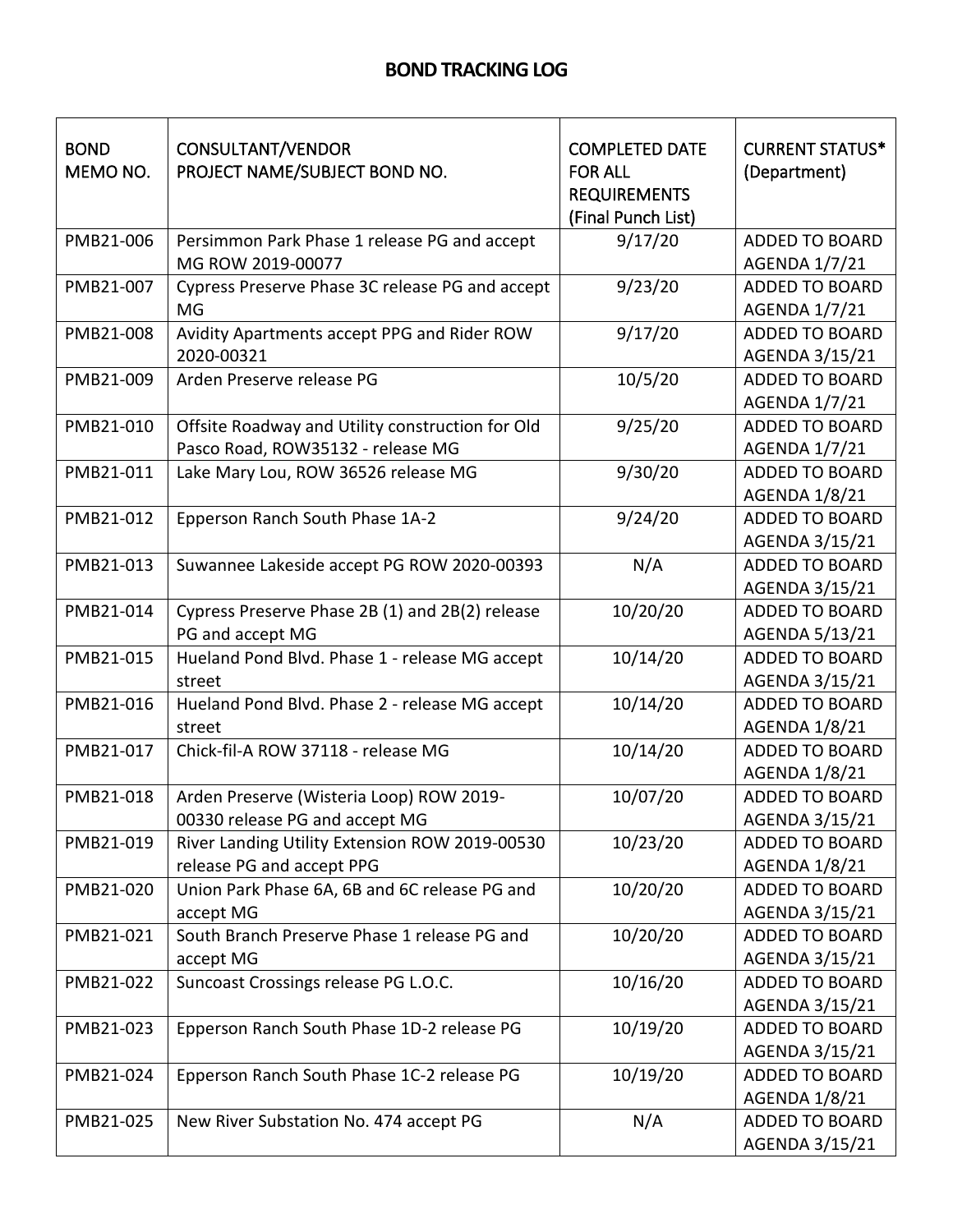# BOND TRACKING LOG

| BOND MEMO NO. | CONSULTANT/VENDOR PROJECT NAME/SUBJECT BOND NO. | COMPLETED DATE FOR ALL REQUIREMENTS (Final Punch List) | CURRENT STATUS* (Department) |
|---|---|---|---|
| PMB21-006 | Persimmon Park Phase 1 release PG and accept MG ROW 2019-00077 | 9/17/20 | ADDED TO BOARD AGENDA 1/7/21 |
| PMB21-007 | Cypress Preserve Phase 3C release PG and accept MG | 9/23/20 | ADDED TO BOARD AGENDA 1/7/21 |
| PMB21-008 | Avidity Apartments accept PPG and Rider ROW 2020-00321 | 9/17/20 | ADDED TO BOARD AGENDA 3/15/21 |
| PMB21-009 | Arden Preserve release PG | 10/5/20 | ADDED TO BOARD AGENDA 1/7/21 |
| PMB21-010 | Offsite Roadway and Utility construction for Old Pasco Road, ROW35132 - release MG | 9/25/20 | ADDED TO BOARD AGENDA 1/7/21 |
| PMB21-011 | Lake Mary Lou, ROW 36526 release MG | 9/30/20 | ADDED TO BOARD AGENDA 1/8/21 |
| PMB21-012 | Epperson Ranch South Phase 1A-2 | 9/24/20 | ADDED TO BOARD AGENDA 3/15/21 |
| PMB21-013 | Suwannee Lakeside accept PG ROW 2020-00393 | N/A | ADDED TO BOARD AGENDA 3/15/21 |
| PMB21-014 | Cypress Preserve Phase 2B (1) and 2B(2) release PG and accept MG | 10/20/20 | ADDED TO BOARD AGENDA 5/13/21 |
| PMB21-015 | Hueland Pond Blvd. Phase 1 - release MG accept street | 10/14/20 | ADDED TO BOARD AGENDA 3/15/21 |
| PMB21-016 | Hueland Pond Blvd. Phase 2 - release MG accept street | 10/14/20 | ADDED TO BOARD AGENDA 1/8/21 |
| PMB21-017 | Chick-fil-A ROW 37118 - release MG | 10/14/20 | ADDED TO BOARD AGENDA 1/8/21 |
| PMB21-018 | Arden Preserve (Wisteria Loop) ROW 2019-00330 release PG and accept MG | 10/07/20 | ADDED TO BOARD AGENDA 3/15/21 |
| PMB21-019 | River Landing Utility Extension ROW 2019-00530 release PG and accept PPG | 10/23/20 | ADDED TO BOARD AGENDA 1/8/21 |
| PMB21-020 | Union Park Phase 6A, 6B and 6C release PG and accept MG | 10/20/20 | ADDED TO BOARD AGENDA 3/15/21 |
| PMB21-021 | South Branch Preserve Phase 1 release PG and accept MG | 10/20/20 | ADDED TO BOARD AGENDA 3/15/21 |
| PMB21-022 | Suncoast Crossings release PG L.O.C. | 10/16/20 | ADDED TO BOARD AGENDA 3/15/21 |
| PMB21-023 | Epperson Ranch South Phase 1D-2 release PG | 10/19/20 | ADDED TO BOARD AGENDA 3/15/21 |
| PMB21-024 | Epperson Ranch South Phase 1C-2 release PG | 10/19/20 | ADDED TO BOARD AGENDA 1/8/21 |
| PMB21-025 | New River Substation No. 474 accept PG | N/A | ADDED TO BOARD AGENDA 3/15/21 |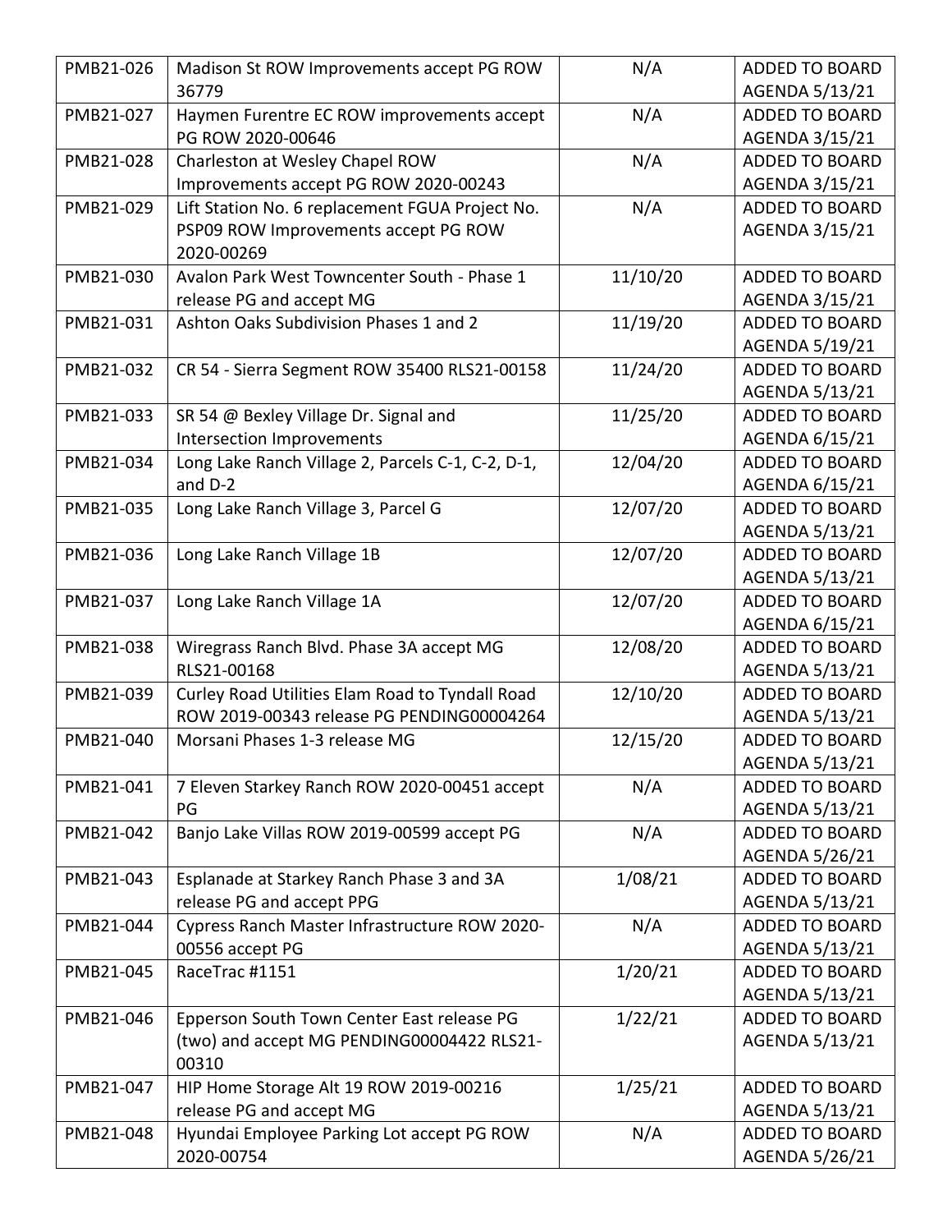| PMB21-026 | Madison St ROW Improvements accept PG ROW 36779 | N/A | ADDED TO BOARD AGENDA 5/13/21 |
|---|---|---|---|
| PMB21-027 | Haymen Furentre EC ROW improvements accept PG ROW 2020-00646 | N/A | ADDED TO BOARD AGENDA 3/15/21 |
| PMB21-028 | Charleston at Wesley Chapel ROW Improvements accept PG ROW 2020-00243 | N/A | ADDED TO BOARD AGENDA 3/15/21 |
| PMB21-029 | Lift Station No. 6 replacement FGUA Project No. PSP09 ROW Improvements accept PG ROW 2020-00269 | N/A | ADDED TO BOARD AGENDA 3/15/21 |
| PMB21-030 | Avalon Park West Towncenter South - Phase 1 release PG and accept MG | 11/10/20 | ADDED TO BOARD AGENDA 3/15/21 |
| PMB21-031 | Ashton Oaks Subdivision Phases 1 and 2 | 11/19/20 | ADDED TO BOARD AGENDA 5/19/21 |
| PMB21-032 | CR 54 - Sierra Segment ROW 35400 RLS21-00158 | 11/24/20 | ADDED TO BOARD AGENDA 5/13/21 |
| PMB21-033 | SR 54 @ Bexley Village Dr. Signal and Intersection Improvements | 11/25/20 | ADDED TO BOARD AGENDA 6/15/21 |
| PMB21-034 | Long Lake Ranch Village 2, Parcels C-1, C-2, D-1, and D-2 | 12/04/20 | ADDED TO BOARD AGENDA 6/15/21 |
| PMB21-035 | Long Lake Ranch Village 3, Parcel G | 12/07/20 | ADDED TO BOARD AGENDA 5/13/21 |
| PMB21-036 | Long Lake Ranch Village 1B | 12/07/20 | ADDED TO BOARD AGENDA 5/13/21 |
| PMB21-037 | Long Lake Ranch Village 1A | 12/07/20 | ADDED TO BOARD AGENDA 6/15/21 |
| PMB21-038 | Wiregrass Ranch Blvd. Phase 3A accept MG RLS21-00168 | 12/08/20 | ADDED TO BOARD AGENDA 5/13/21 |
| PMB21-039 | Curley Road Utilities Elam Road to Tyndall Road ROW 2019-00343 release PG PENDING00004264 | 12/10/20 | ADDED TO BOARD AGENDA 5/13/21 |
| PMB21-040 | Morsani Phases 1-3 release MG | 12/15/20 | ADDED TO BOARD AGENDA 5/13/21 |
| PMB21-041 | 7 Eleven Starkey Ranch ROW 2020-00451 accept PG | N/A | ADDED TO BOARD AGENDA 5/13/21 |
| PMB21-042 | Banjo Lake Villas ROW 2019-00599 accept PG | N/A | ADDED TO BOARD AGENDA 5/26/21 |
| PMB21-043 | Esplanade at Starkey Ranch Phase 3 and 3A release PG and accept PPG | 1/08/21 | ADDED TO BOARD AGENDA 5/13/21 |
| PMB21-044 | Cypress Ranch Master Infrastructure ROW 2020-00556 accept PG | N/A | ADDED TO BOARD AGENDA 5/13/21 |
| PMB21-045 | RaceTrac #1151 | 1/20/21 | ADDED TO BOARD AGENDA 5/13/21 |
| PMB21-046 | Epperson South Town Center East release PG (two) and accept MG PENDING00004422 RLS21-00310 | 1/22/21 | ADDED TO BOARD AGENDA 5/13/21 |
| PMB21-047 | HIP Home Storage Alt 19 ROW 2019-00216 release PG and accept MG | 1/25/21 | ADDED TO BOARD AGENDA 5/13/21 |
| PMB21-048 | Hyundai Employee Parking Lot accept PG ROW 2020-00754 | N/A | ADDED TO BOARD AGENDA 5/26/21 |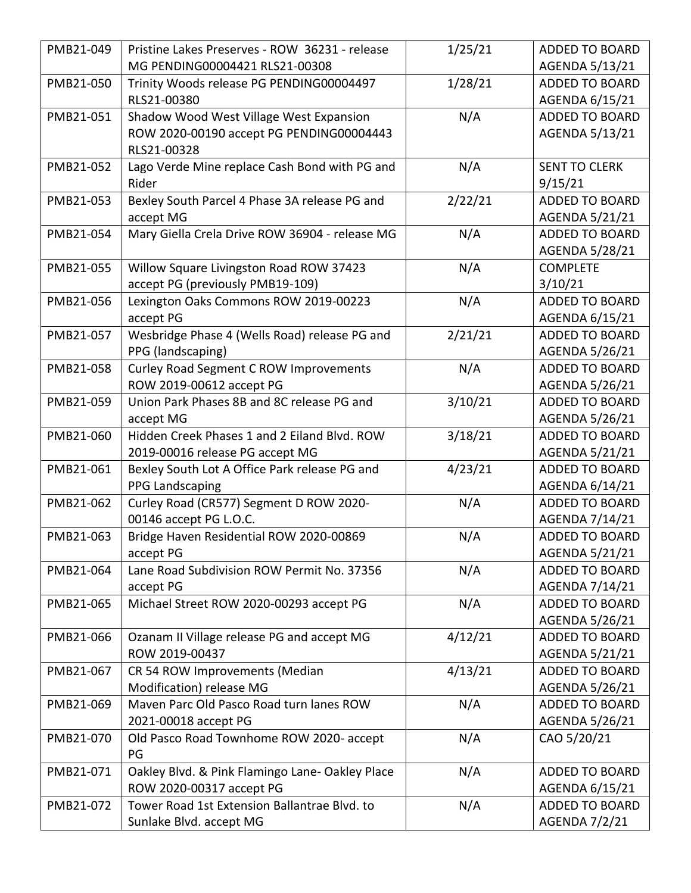| PMB21-049 | Pristine Lakes Preserves - ROW 36231 - release MG PENDING00004421 RLS21-00308 | 1/25/21 | ADDED TO BOARD AGENDA 5/13/21 |
|---|---|---|---|
| PMB21-050 | Trinity Woods release PG PENDING00004497 RLS21-00380 | 1/28/21 | ADDED TO BOARD AGENDA 6/15/21 |
| PMB21-051 | Shadow Wood West Village West Expansion ROW 2020-00190 accept PG PENDING00004443 RLS21-00328 | N/A | ADDED TO BOARD AGENDA 5/13/21 |
| PMB21-052 | Lago Verde Mine replace Cash Bond with PG and Rider | N/A | SENT TO CLERK 9/15/21 |
| PMB21-053 | Bexley South Parcel 4 Phase 3A release PG and accept MG | 2/22/21 | ADDED TO BOARD AGENDA 5/21/21 |
| PMB21-054 | Mary Giella Crela Drive ROW 36904 - release MG | N/A | ADDED TO BOARD AGENDA 5/28/21 |
| PMB21-055 | Willow Square Livingston Road ROW 37423 accept PG (previously PMB19-109) | N/A | COMPLETE 3/10/21 |
| PMB21-056 | Lexington Oaks Commons ROW 2019-00223 accept PG | N/A | ADDED TO BOARD AGENDA 6/15/21 |
| PMB21-057 | Wesbridge Phase 4 (Wells Road) release PG and PPG (landscaping) | 2/21/21 | ADDED TO BOARD AGENDA 5/26/21 |
| PMB21-058 | Curley Road Segment C ROW Improvements ROW 2019-00612 accept PG | N/A | ADDED TO BOARD AGENDA 5/26/21 |
| PMB21-059 | Union Park Phases 8B and 8C release PG and accept MG | 3/10/21 | ADDED TO BOARD AGENDA 5/26/21 |
| PMB21-060 | Hidden Creek Phases 1 and 2 Eiland Blvd. ROW 2019-00016 release PG accept MG | 3/18/21 | ADDED TO BOARD AGENDA 5/21/21 |
| PMB21-061 | Bexley South Lot A Office Park release PG and PPG Landscaping | 4/23/21 | ADDED TO BOARD AGENDA 6/14/21 |
| PMB21-062 | Curley Road (CR577) Segment D ROW 2020-00146 accept PG L.O.C. | N/A | ADDED TO BOARD AGENDA 7/14/21 |
| PMB21-063 | Bridge Haven Residential ROW 2020-00869 accept PG | N/A | ADDED TO BOARD AGENDA 5/21/21 |
| PMB21-064 | Lane Road Subdivision ROW Permit No. 37356 accept PG | N/A | ADDED TO BOARD AGENDA 7/14/21 |
| PMB21-065 | Michael Street ROW 2020-00293 accept PG | N/A | ADDED TO BOARD AGENDA 5/26/21 |
| PMB21-066 | Ozanam II Village release PG and accept MG ROW 2019-00437 | 4/12/21 | ADDED TO BOARD AGENDA 5/21/21 |
| PMB21-067 | CR 54 ROW Improvements (Median Modification) release MG | 4/13/21 | ADDED TO BOARD AGENDA 5/26/21 |
| PMB21-069 | Maven Parc Old Pasco Road turn lanes ROW 2021-00018 accept PG | N/A | ADDED TO BOARD AGENDA 5/26/21 |
| PMB21-070 | Old Pasco Road Townhome ROW 2020- accept PG | N/A | CAO 5/20/21 |
| PMB21-071 | Oakley Blvd. & Pink Flamingo Lane- Oakley Place ROW 2020-00317 accept PG | N/A | ADDED TO BOARD AGENDA 6/15/21 |
| PMB21-072 | Tower Road 1st Extension Ballantrae Blvd. to Sunlake Blvd. accept MG | N/A | ADDED TO BOARD AGENDA 7/2/21 |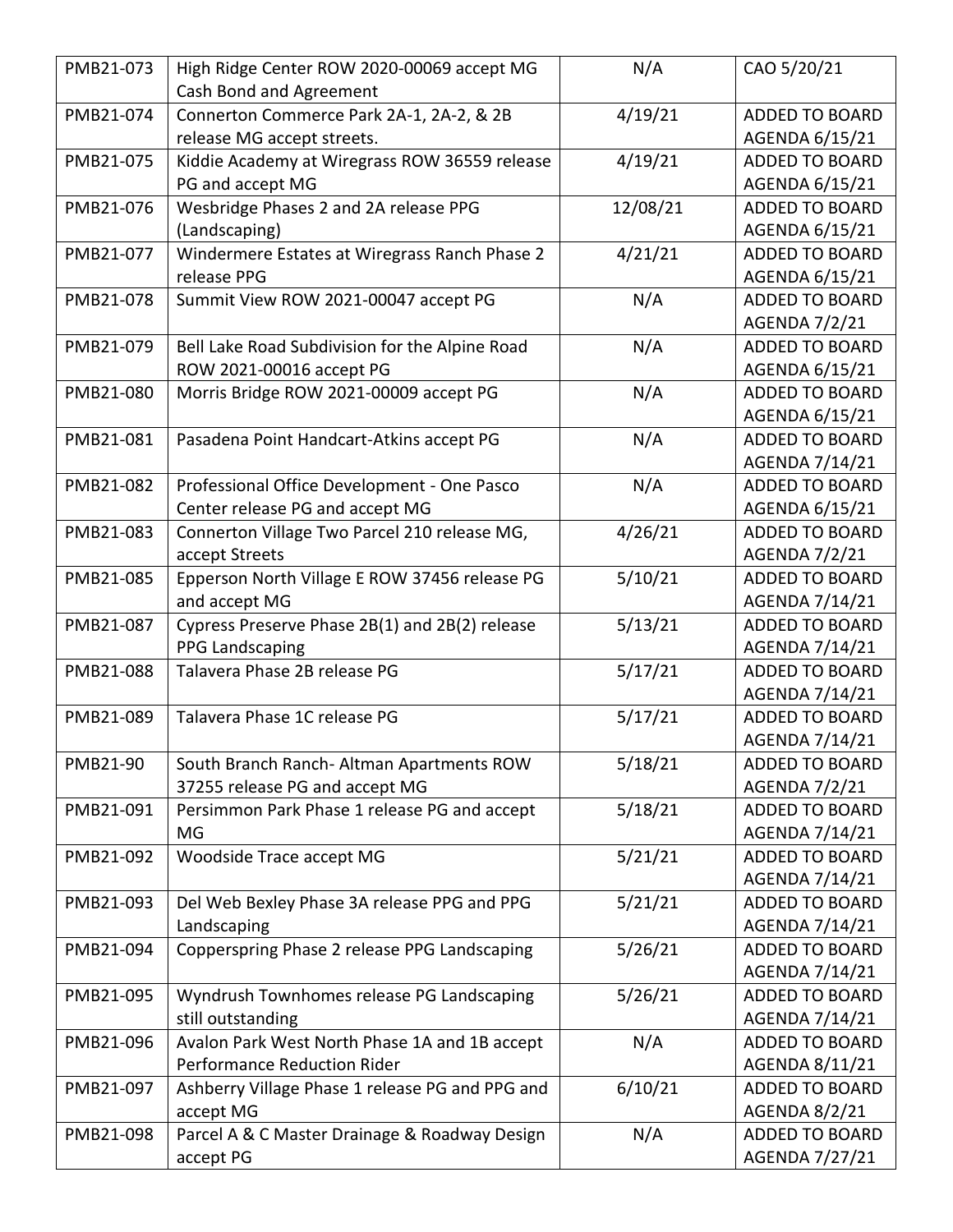| | | | |
|---|---|---|---|
| PMB21-073 | High Ridge Center ROW 2020-00069 accept MG Cash Bond and Agreement | N/A | CAO 5/20/21 |
| PMB21-074 | Connerton Commerce Park 2A-1, 2A-2, & 2B release MG accept streets. | 4/19/21 | ADDED TO BOARD AGENDA 6/15/21 |
| PMB21-075 | Kiddie Academy at Wiregrass ROW 36559 release PG and accept MG | 4/19/21 | ADDED TO BOARD AGENDA 6/15/21 |
| PMB21-076 | Wesbridge Phases 2 and 2A release PPG (Landscaping) | 12/08/21 | ADDED TO BOARD AGENDA 6/15/21 |
| PMB21-077 | Windermere Estates at Wiregrass Ranch Phase 2 release PPG | 4/21/21 | ADDED TO BOARD AGENDA 6/15/21 |
| PMB21-078 | Summit View ROW 2021-00047 accept PG | N/A | ADDED TO BOARD AGENDA 7/2/21 |
| PMB21-079 | Bell Lake Road Subdivision for the Alpine Road ROW 2021-00016 accept PG | N/A | ADDED TO BOARD AGENDA 6/15/21 |
| PMB21-080 | Morris Bridge ROW 2021-00009 accept PG | N/A | ADDED TO BOARD AGENDA 6/15/21 |
| PMB21-081 | Pasadena Point Handcart-Atkins accept PG | N/A | ADDED TO BOARD AGENDA 7/14/21 |
| PMB21-082 | Professional Office Development - One Pasco Center release PG and accept MG | N/A | ADDED TO BOARD AGENDA 6/15/21 |
| PMB21-083 | Connerton Village Two Parcel 210 release MG, accept Streets | 4/26/21 | ADDED TO BOARD AGENDA 7/2/21 |
| PMB21-085 | Epperson North Village E ROW 37456 release PG and accept MG | 5/10/21 | ADDED TO BOARD AGENDA 7/14/21 |
| PMB21-087 | Cypress Preserve Phase 2B(1) and 2B(2) release PPG Landscaping | 5/13/21 | ADDED TO BOARD AGENDA 7/14/21 |
| PMB21-088 | Talavera Phase 2B release PG | 5/17/21 | ADDED TO BOARD AGENDA 7/14/21 |
| PMB21-089 | Talavera Phase 1C release PG | 5/17/21 | ADDED TO BOARD AGENDA 7/14/21 |
| PMB21-90 | South Branch Ranch- Altman Apartments ROW 37255 release PG and accept MG | 5/18/21 | ADDED TO BOARD AGENDA 7/2/21 |
| PMB21-091 | Persimmon Park Phase 1 release PG and accept MG | 5/18/21 | ADDED TO BOARD AGENDA 7/14/21 |
| PMB21-092 | Woodside Trace accept MG | 5/21/21 | ADDED TO BOARD AGENDA 7/14/21 |
| PMB21-093 | Del Web Bexley Phase 3A release PPG and PPG Landscaping | 5/21/21 | ADDED TO BOARD AGENDA 7/14/21 |
| PMB21-094 | Copperspring Phase 2 release PPG Landscaping | 5/26/21 | ADDED TO BOARD AGENDA 7/14/21 |
| PMB21-095 | Wyndrush Townhomes release PG Landscaping still outstanding | 5/26/21 | ADDED TO BOARD AGENDA 7/14/21 |
| PMB21-096 | Avalon Park West North Phase 1A and 1B accept Performance Reduction Rider | N/A | ADDED TO BOARD AGENDA 8/11/21 |
| PMB21-097 | Ashberry Village Phase 1 release PG and PPG and accept MG | 6/10/21 | ADDED TO BOARD AGENDA 8/2/21 |
| PMB21-098 | Parcel A & C Master Drainage & Roadway Design accept PG | N/A | ADDED TO BOARD AGENDA 7/27/21 |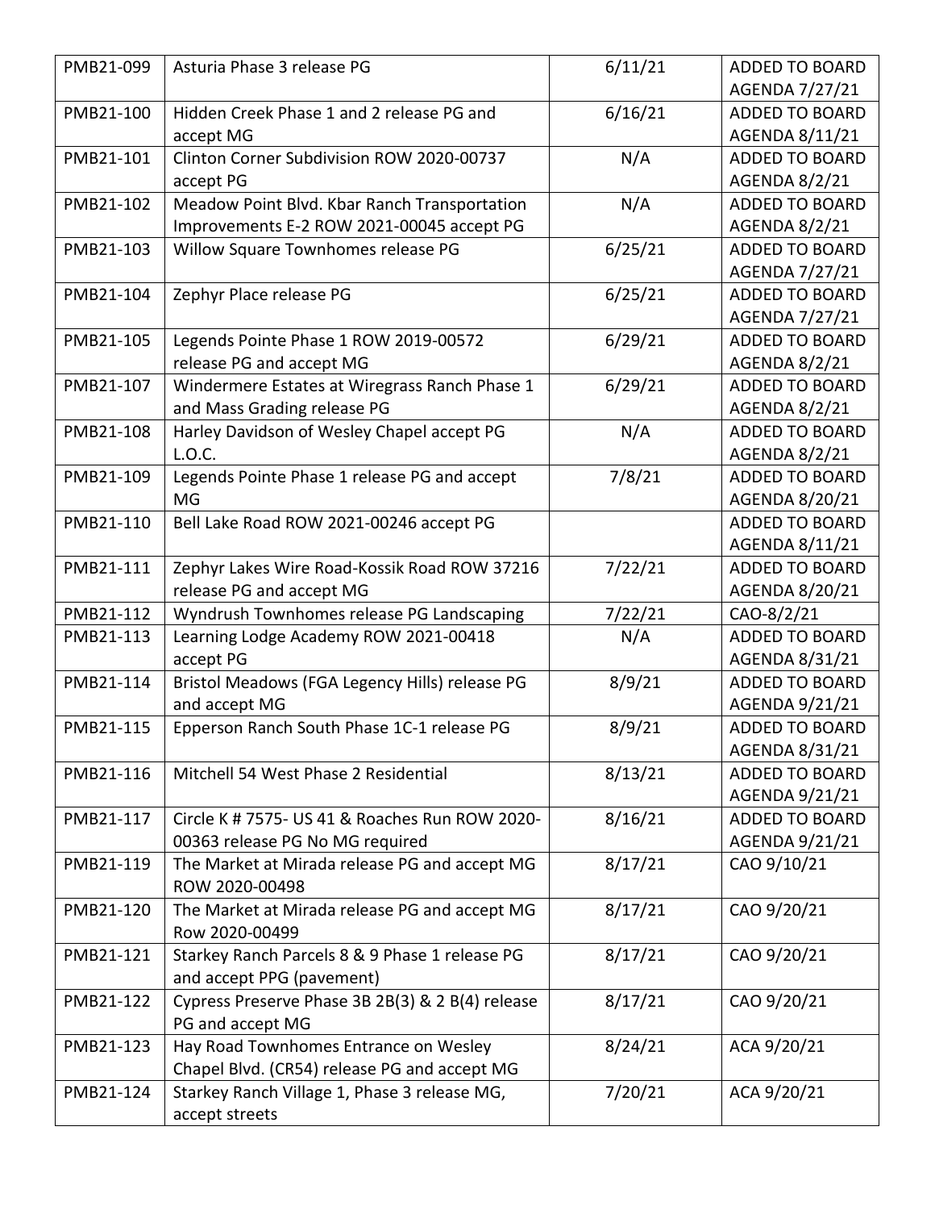| PMB21-099 | Asturia Phase 3 release PG | 6/11/21 | ADDED TO BOARD AGENDA 7/27/21 |
|---|---|---|---|
| PMB21-100 | Hidden Creek Phase 1 and 2 release PG and accept MG | 6/16/21 | ADDED TO BOARD AGENDA 8/11/21 |
| PMB21-101 | Clinton Corner Subdivision ROW 2020-00737 accept PG | N/A | ADDED TO BOARD AGENDA 8/2/21 |
| PMB21-102 | Meadow Point Blvd. Kbar Ranch Transportation Improvements E-2 ROW 2021-00045 accept PG | N/A | ADDED TO BOARD AGENDA 8/2/21 |
| PMB21-103 | Willow Square Townhomes release PG | 6/25/21 | ADDED TO BOARD AGENDA 7/27/21 |
| PMB21-104 | Zephyr Place release PG | 6/25/21 | ADDED TO BOARD AGENDA 7/27/21 |
| PMB21-105 | Legends Pointe Phase 1 ROW 2019-00572 release PG and accept MG | 6/29/21 | ADDED TO BOARD AGENDA 8/2/21 |
| PMB21-107 | Windermere Estates at Wiregrass Ranch Phase 1 and Mass Grading release PG | 6/29/21 | ADDED TO BOARD AGENDA 8/2/21 |
| PMB21-108 | Harley Davidson of Wesley Chapel accept PG L.O.C. | N/A | ADDED TO BOARD AGENDA 8/2/21 |
| PMB21-109 | Legends Pointe Phase 1 release PG and accept MG | 7/8/21 | ADDED TO BOARD AGENDA 8/20/21 |
| PMB21-110 | Bell Lake Road ROW 2021-00246 accept PG | | ADDED TO BOARD AGENDA 8/11/21 |
| PMB21-111 | Zephyr Lakes Wire Road-Kossik Road ROW 37216 release PG and accept MG | 7/22/21 | ADDED TO BOARD AGENDA 8/20/21 |
| PMB21-112 | Wyndrush Townhomes release PG Landscaping | 7/22/21 | CAO-8/2/21 |
| PMB21-113 | Learning Lodge Academy ROW 2021-00418 accept PG | N/A | ADDED TO BOARD AGENDA 8/31/21 |
| PMB21-114 | Bristol Meadows (FGA Legency Hills) release PG and accept MG | 8/9/21 | ADDED TO BOARD AGENDA 9/21/21 |
| PMB21-115 | Epperson Ranch South Phase 1C-1 release PG | 8/9/21 | ADDED TO BOARD AGENDA 8/31/21 |
| PMB21-116 | Mitchell 54 West Phase 2 Residential | 8/13/21 | ADDED TO BOARD AGENDA 9/21/21 |
| PMB21-117 | Circle K # 7575- US 41 & Roaches Run ROW 2020-00363 release PG No MG required | 8/16/21 | ADDED TO BOARD AGENDA 9/21/21 |
| PMB21-119 | The Market at Mirada release PG and accept MG ROW 2020-00498 | 8/17/21 | CAO 9/10/21 |
| PMB21-120 | The Market at Mirada release PG and accept MG Row 2020-00499 | 8/17/21 | CAO 9/20/21 |
| PMB21-121 | Starkey Ranch Parcels 8 & 9 Phase 1 release PG and accept PPG (pavement) | 8/17/21 | CAO 9/20/21 |
| PMB21-122 | Cypress Preserve Phase 3B 2B(3) & 2 B(4) release PG and accept MG | 8/17/21 | CAO 9/20/21 |
| PMB21-123 | Hay Road Townhomes Entrance on Wesley Chapel Blvd. (CR54) release PG and accept MG | 8/24/21 | ACA 9/20/21 |
| PMB21-124 | Starkey Ranch Village 1, Phase 3 release MG, accept streets | 7/20/21 | ACA 9/20/21 |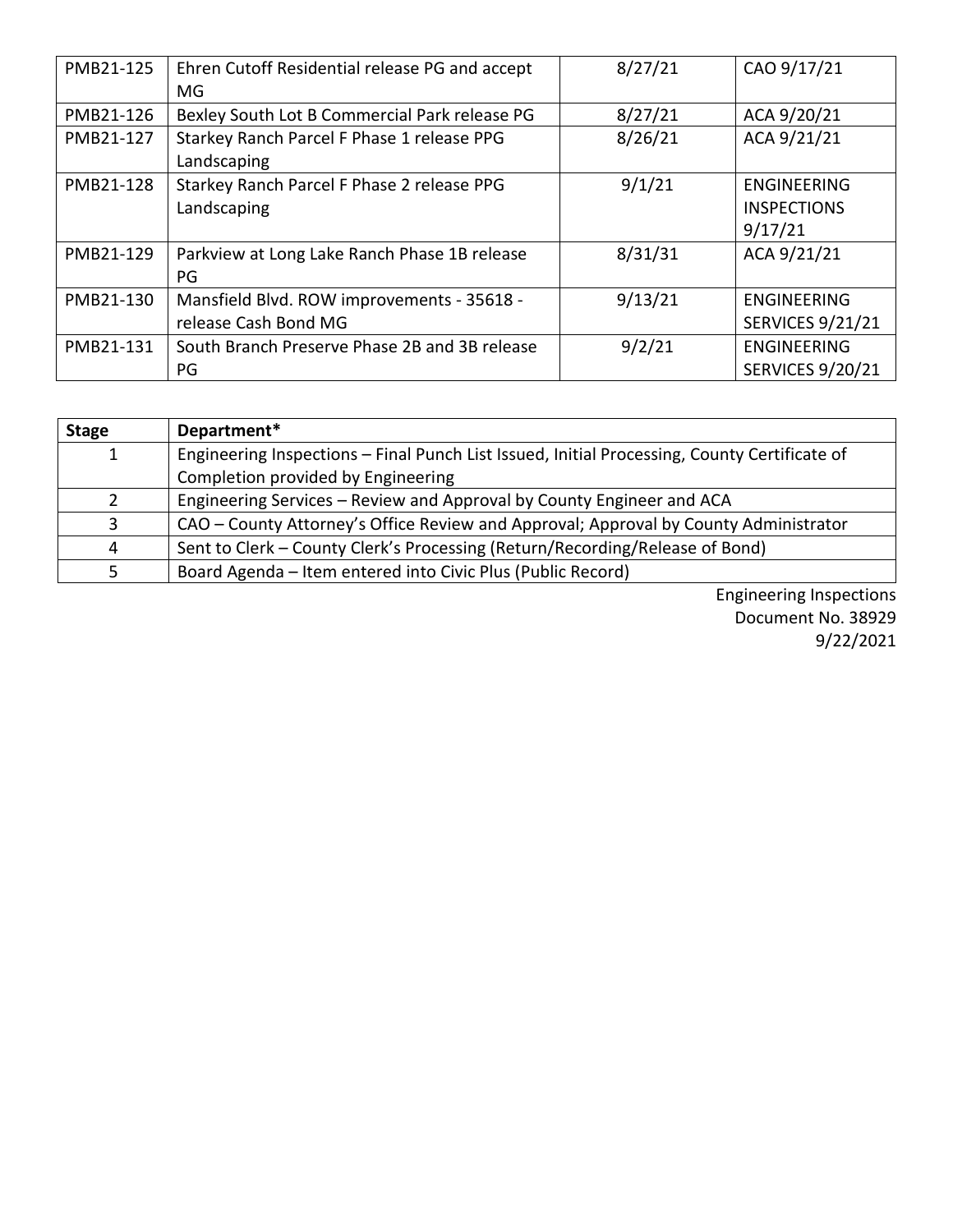| | | | |
|---|---|---|---|
| PMB21-125 | Ehren Cutoff Residential release PG and accept MG | 8/27/21 | CAO 9/17/21 |
| PMB21-126 | Bexley South Lot B Commercial Park release PG | 8/27/21 | ACA 9/20/21 |
| PMB21-127 | Starkey Ranch Parcel F Phase 1 release PPG Landscaping | 8/26/21 | ACA 9/21/21 |
| PMB21-128 | Starkey Ranch Parcel F Phase 2 release PPG Landscaping | 9/1/21 | ENGINEERING INSPECTIONS 9/17/21 |
| PMB21-129 | Parkview at Long Lake Ranch Phase 1B release PG | 8/31/31 | ACA 9/21/21 |
| PMB21-130 | Mansfield Blvd. ROW improvements - 35618 - release Cash Bond MG | 9/13/21 | ENGINEERING SERVICES 9/21/21 |
| PMB21-131 | South Branch Preserve Phase 2B and 3B release PG | 9/2/21 | ENGINEERING SERVICES 9/20/21 |

| Stage | Department* |
|---|---|
| 1 | Engineering Inspections – Final Punch List Issued, Initial Processing, County Certificate of Completion provided by Engineering |
| 2 | Engineering Services – Review and Approval by County Engineer and ACA |
| 3 | CAO – County Attorney's Office Review and Approval; Approval by County Administrator |
| 4 | Sent to Clerk – County Clerk's Processing (Return/Recording/Release of Bond) |
| 5 | Board Agenda – Item entered into Civic Plus (Public Record) |

Engineering Inspections
Document No. 38929
9/22/2021